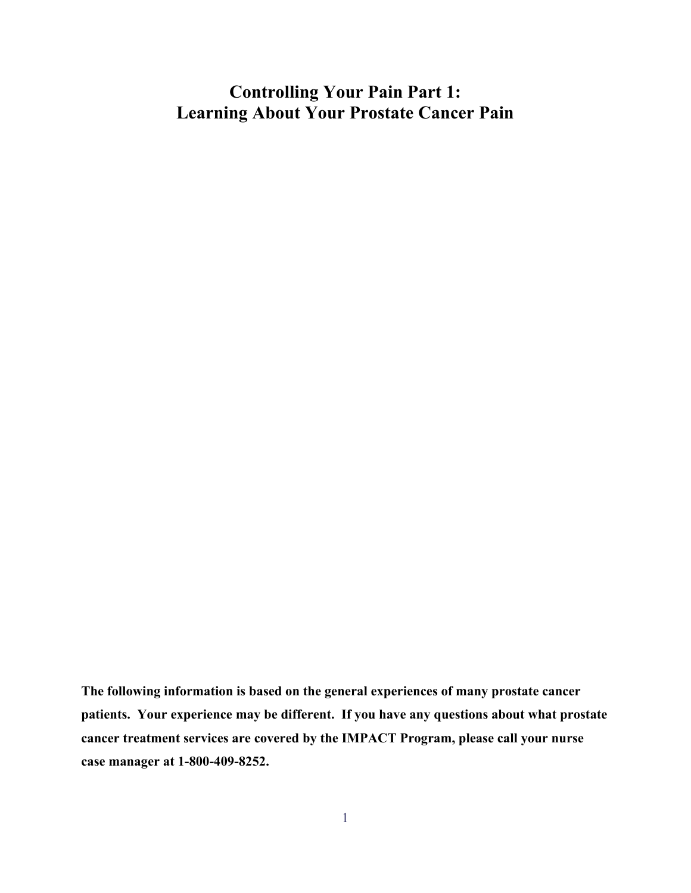# Controlling Your Pain Part 1: Learning About Your Prostate Cancer Pain

**The following information is based on the general experiences of many prostate cancer patients. Your experience may be different. If you have any questions about what prostate cancer treatment services are covered by the IMPACT Program, please call your nurse case manager at 1-800-409-8252.**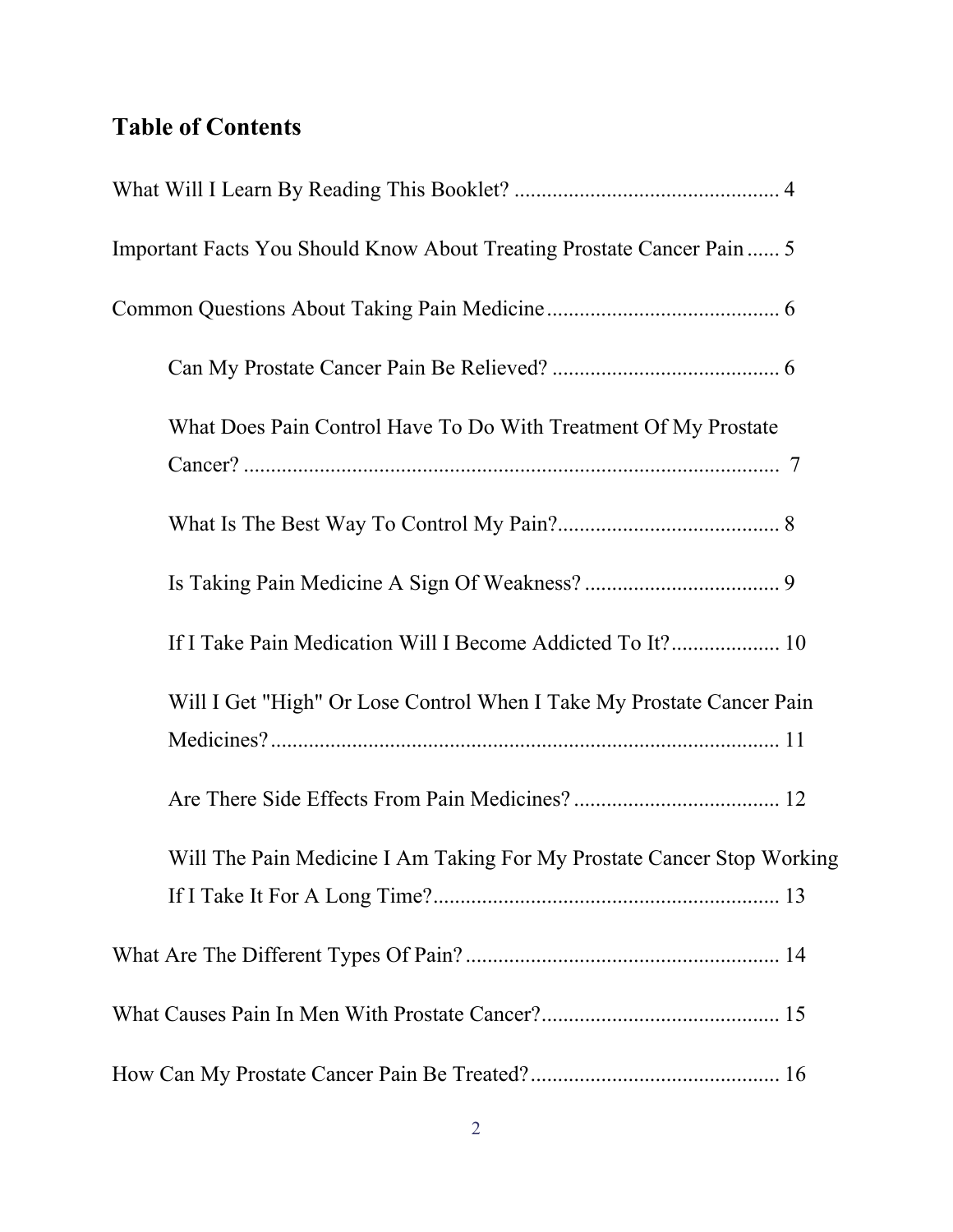## Table of Contents

What Will I Learn By Reading This Booklet? ................................................ 4

Important Facts You Should Know About Treating Prostate Cancer Pain ...... 5

Common Questions About Taking Pain Medicine .......................................... 6

- Can My Prostate Cancer Pain Be Relieved? ......................................... 6
- What Does Pain Control Have To Do With Treatment Of My Prostate Cancer? .................................................................................................. 7
- What Is The Best Way To Control My Pain? ......................................... 8
- Is Taking Pain Medicine A Sign Of Weakness? ................................... 9
- If I Take Pain Medication Will I Become Addicted To It? .................... 10
- Will I Get "High" Or Lose Control When I Take My Prostate Cancer Pain Medicines? ............................................................................................. 11
- Are There Side Effects From Pain Medicines? ..................................... 12
- Will The Pain Medicine I Am Taking For My Prostate Cancer Stop Working If I Take It For A Long Time? ............................................................... 13

What Are The Different Types Of Pain? ......................................................... 14

What Causes Pain In Men With Prostate Cancer? ........................................... 15

How Can My Prostate Cancer Pain Be Treated? ............................................. 16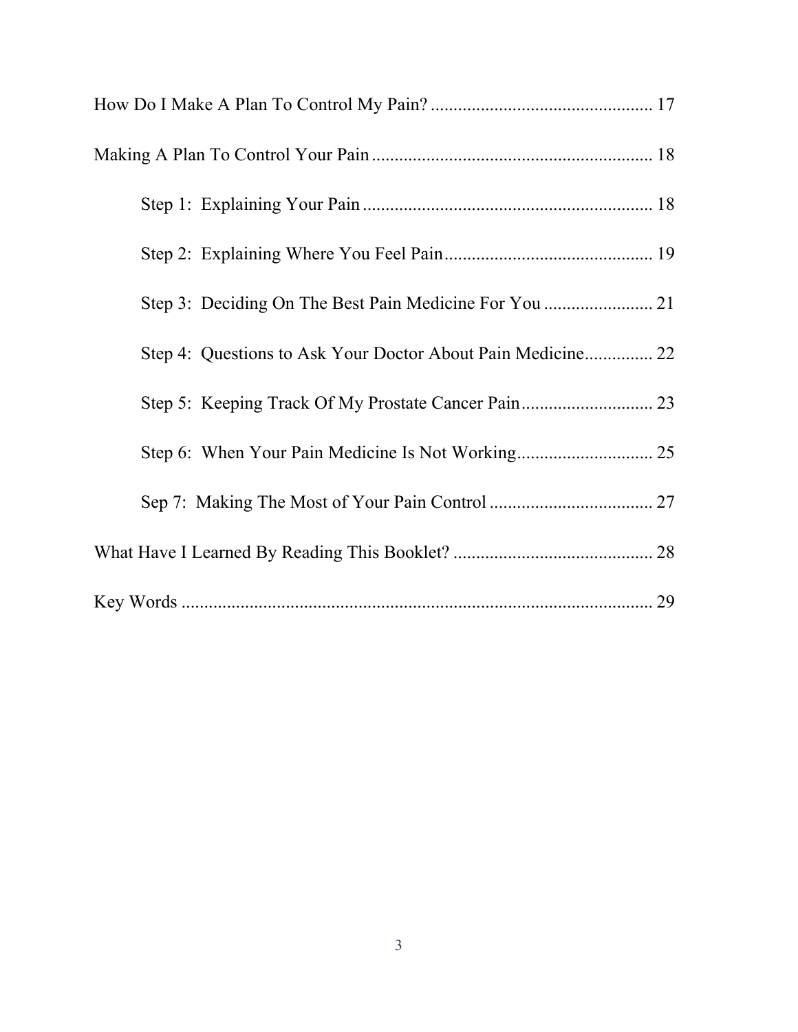How Do I Make A Plan To Control My Pain? ................................................ 17

Making A Plan To Control Your Pain ............................................................. 18

  Step 1: Explaining Your Pain ............................................................... 18

  Step 2: Explaining Where You Feel Pain ............................................. 19

  Step 3: Deciding On The Best Pain Medicine For You ........................ 21

  Step 4: Questions to Ask Your Doctor About Pain Medicine ............... 22

  Step 5: Keeping Track Of My Prostate Cancer Pain ............................. 23

  Step 6: When Your Pain Medicine Is Not Working .............................. 25

  Sep 7: Making The Most of Your Pain Control .................................... 27

What Have I Learned By Reading This Booklet? ............................................ 28

Key Words ........................................................................................................ 29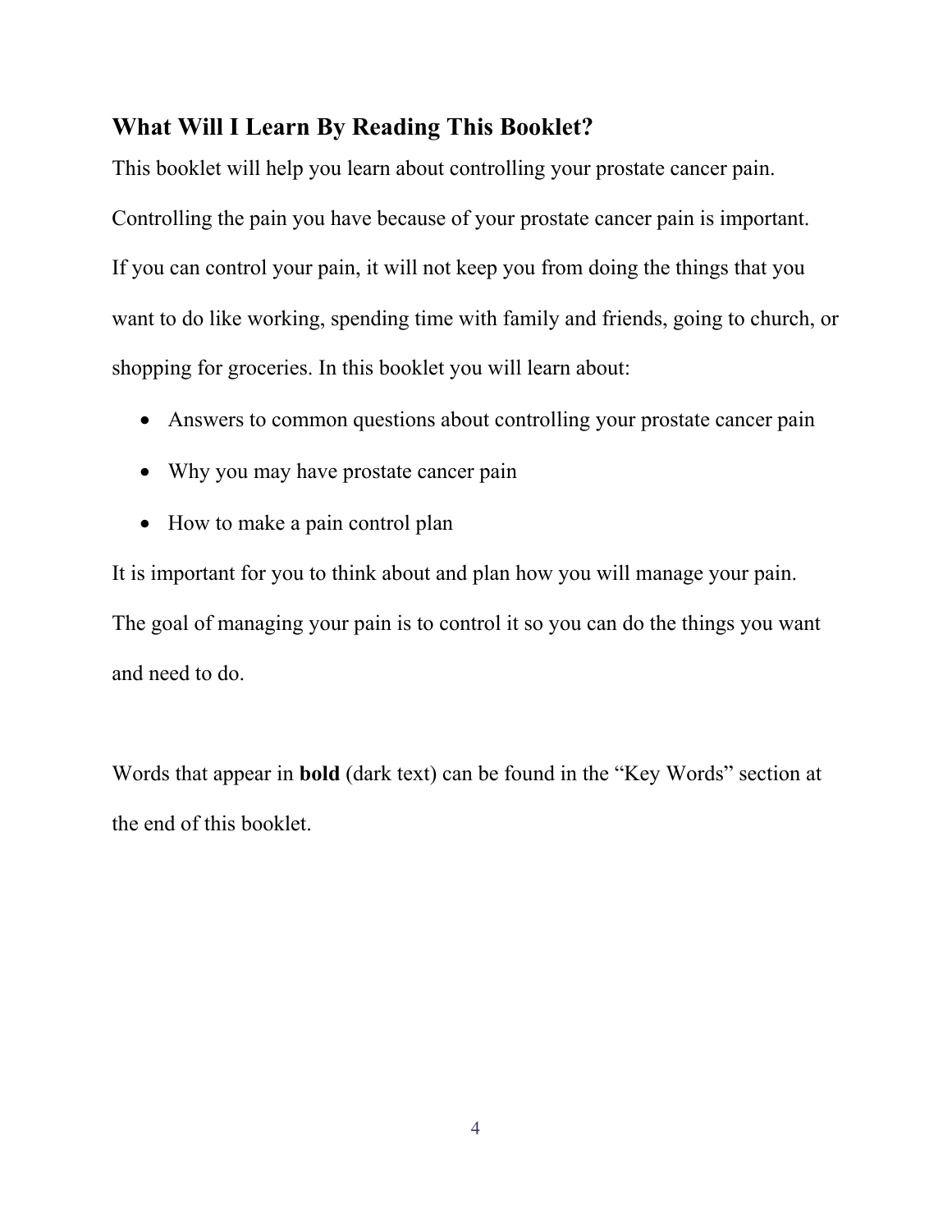## What Will I Learn By Reading This Booklet?

This booklet will help you learn about controlling your prostate cancer pain. Controlling the pain you have because of your prostate cancer pain is important. If you can control your pain, it will not keep you from doing the things that you want to do like working, spending time with family and friends, going to church, or shopping for groceries. In this booklet you will learn about:

- Answers to common questions about controlling your prostate cancer pain
- Why you may have prostate cancer pain
- How to make a pain control plan

It is important for you to think about and plan how you will manage your pain. The goal of managing your pain is to control it so you can do the things you want and need to do.

Words that appear in **bold** (dark text) can be found in the "Key Words" section at the end of this booklet.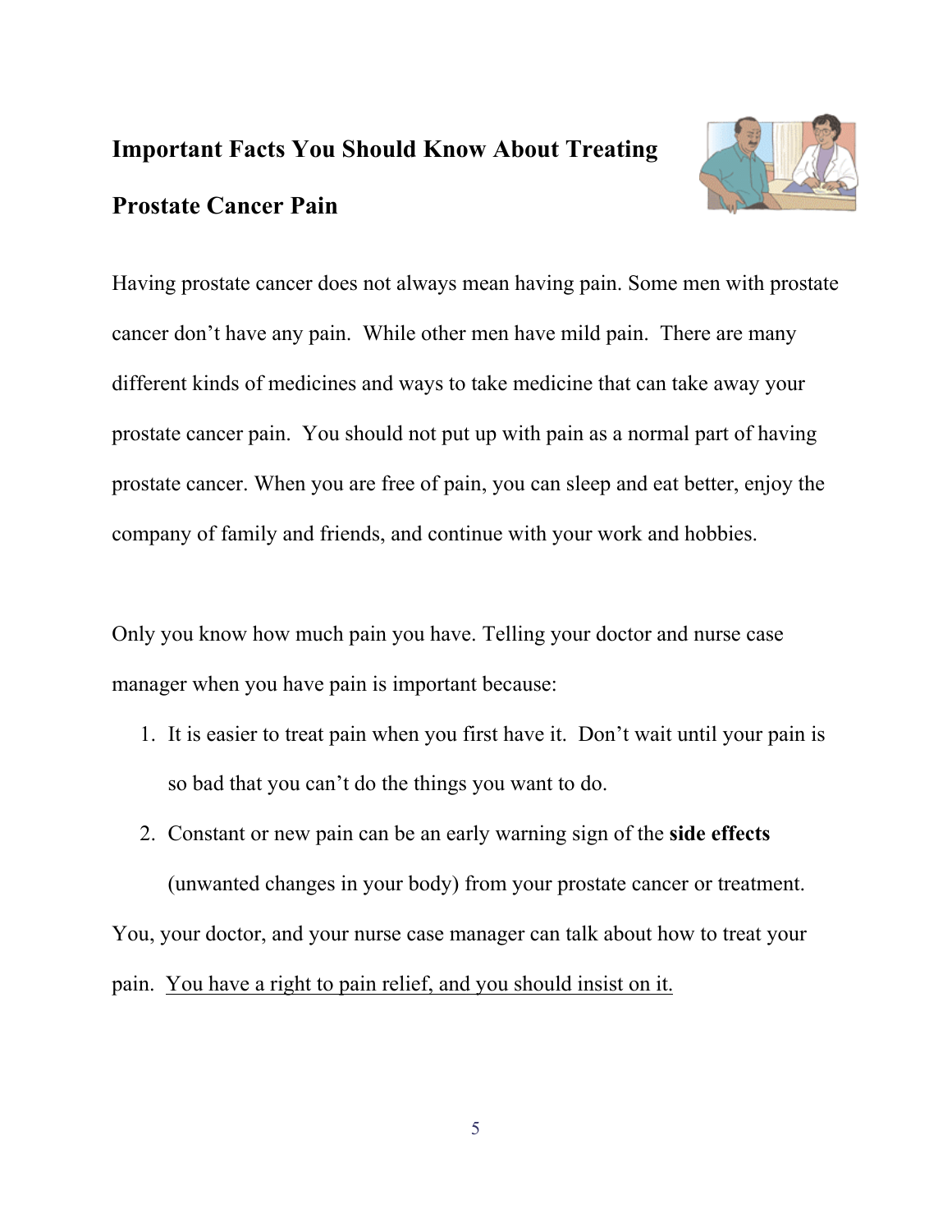## Important Facts You Should Know About Treating Prostate Cancer Pain

Having prostate cancer does not always mean having pain. Some men with prostate cancer don't have any pain. While other men have mild pain. There are many different kinds of medicines and ways to take medicine that can take away your prostate cancer pain. You should not put up with pain as a normal part of having prostate cancer. When you are free of pain, you can sleep and eat better, enjoy the company of family and friends, and continue with your work and hobbies.

Only you know how much pain you have. Telling your doctor and nurse case manager when you have pain is important because:

1. It is easier to treat pain when you first have it. Don't wait until your pain is so bad that you can't do the things you want to do.
2. Constant or new pain can be an early warning sign of the **side effects** (unwanted changes in your body) from your prostate cancer or treatment.

You, your doctor, and your nurse case manager can talk about how to treat your pain. <u>You have a right to pain relief, and you should insist on it.</u>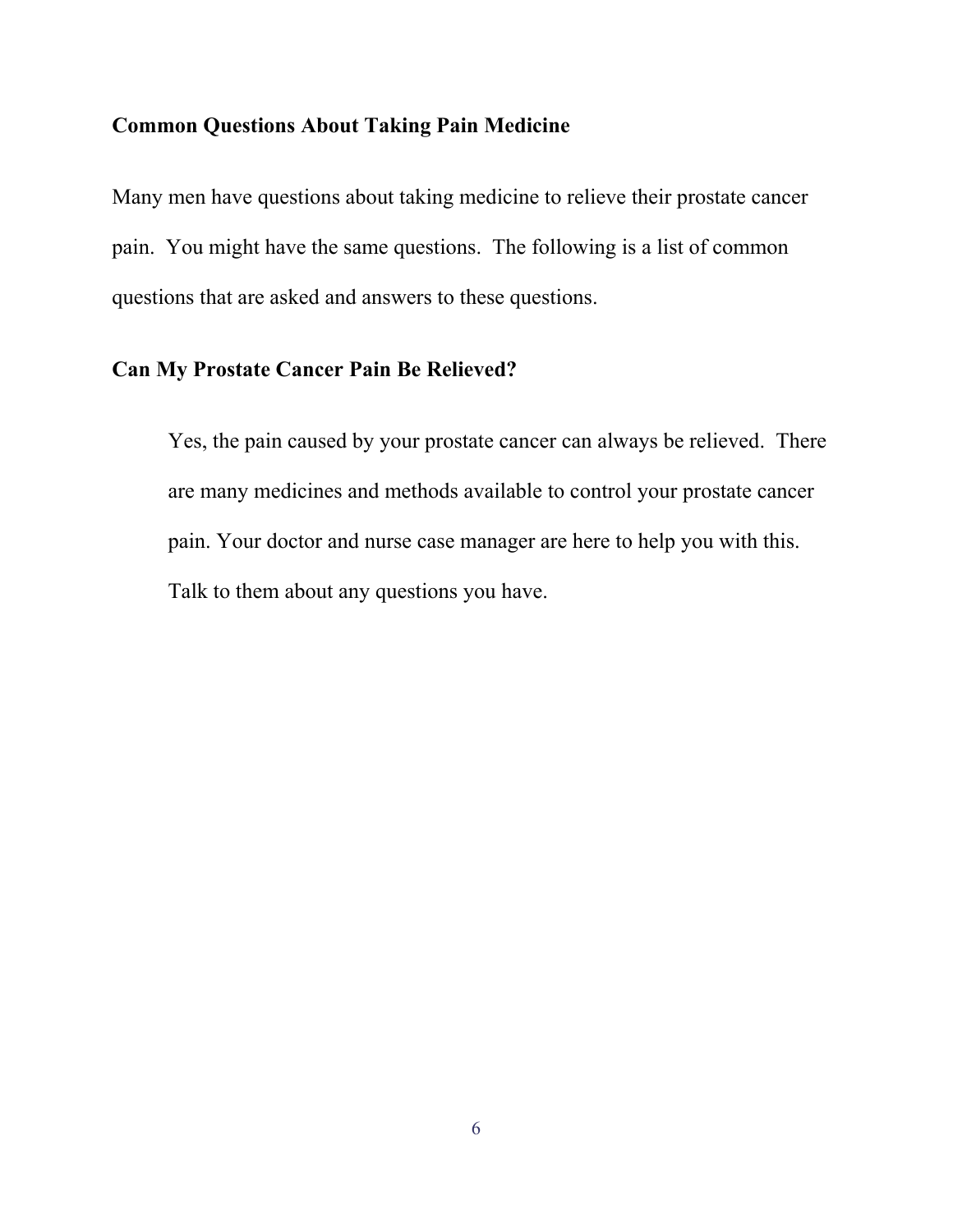## Common Questions About Taking Pain Medicine

Many men have questions about taking medicine to relieve their prostate cancer pain. You might have the same questions. The following is a list of common questions that are asked and answers to these questions.

## Can My Prostate Cancer Pain Be Relieved?

Yes, the pain caused by your prostate cancer can always be relieved. There are many medicines and methods available to control your prostate cancer pain. Your doctor and nurse case manager are here to help you with this. Talk to them about any questions you have.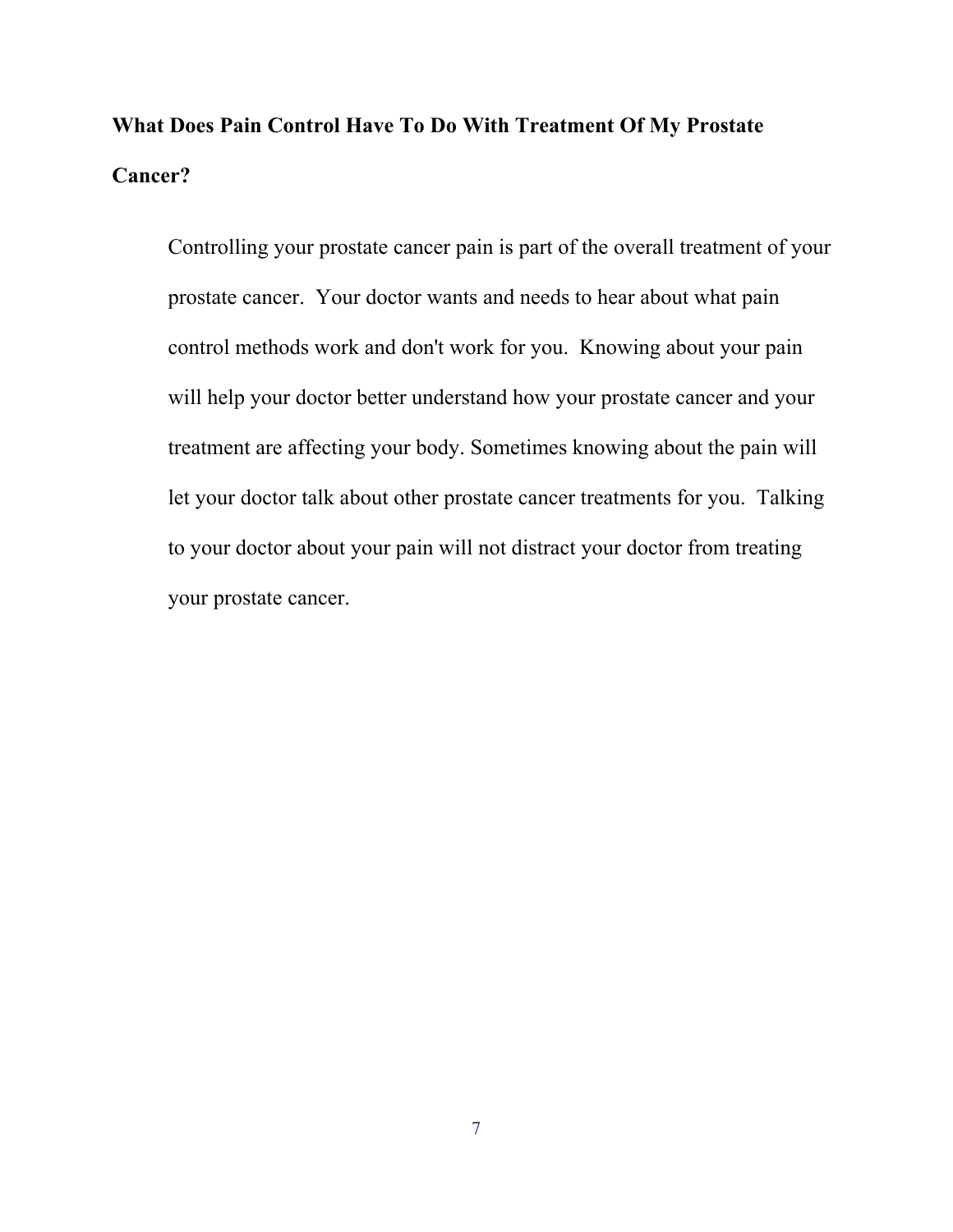**What Does Pain Control Have To Do With Treatment Of My Prostate Cancer?**

Controlling your prostate cancer pain is part of the overall treatment of your prostate cancer. Your doctor wants and needs to hear about what pain control methods work and don't work for you. Knowing about your pain will help your doctor better understand how your prostate cancer and your treatment are affecting your body. Sometimes knowing about the pain will let your doctor talk about other prostate cancer treatments for you. Talking to your doctor about your pain will not distract your doctor from treating your prostate cancer.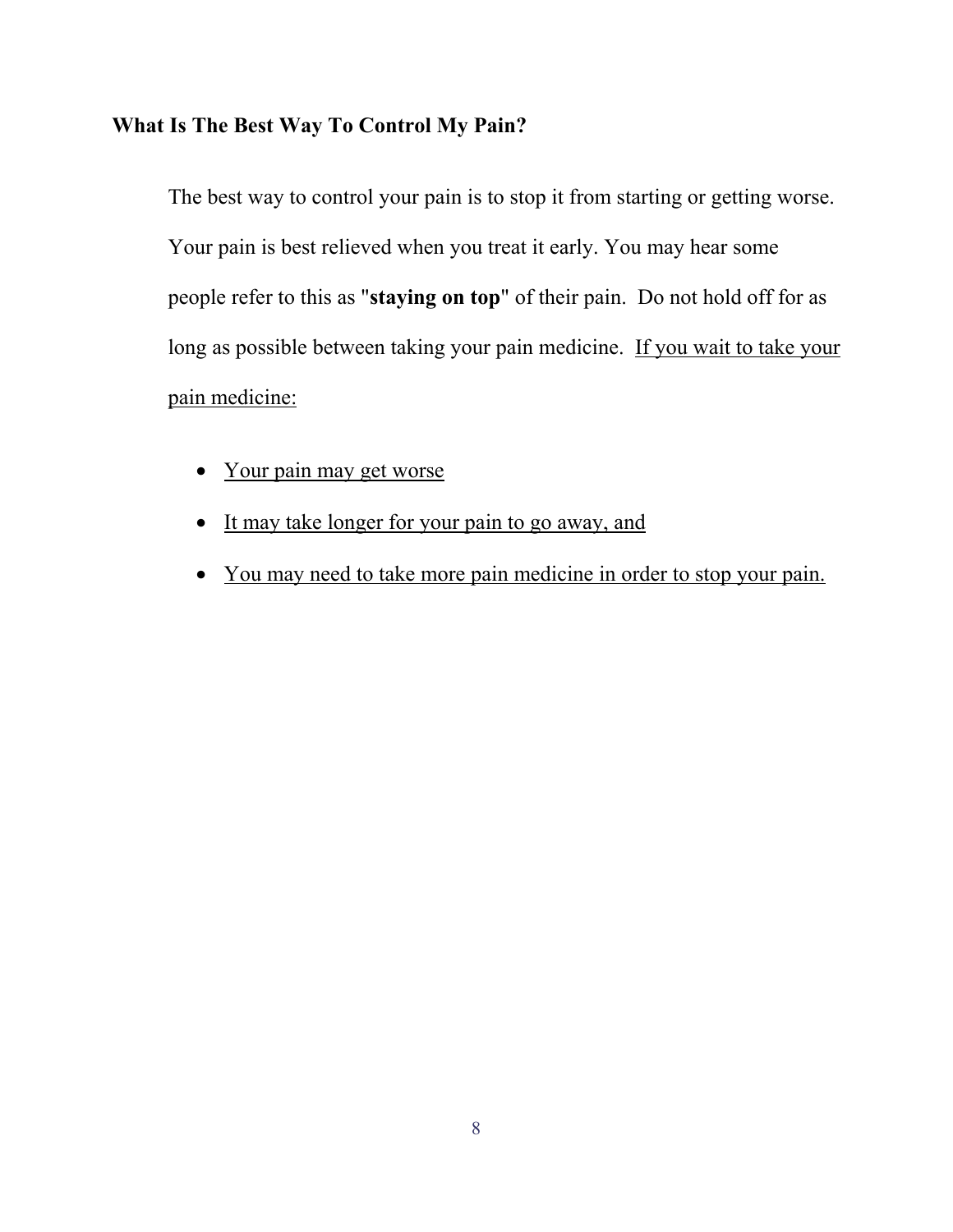## What Is The Best Way To Control My Pain?

The best way to control your pain is to stop it from starting or getting worse. Your pain is best relieved when you treat it early. You may hear some people refer to this as "**staying on top**" of their pain. Do not hold off for as long as possible between taking your pain medicine. <u>If you wait to take your pain medicine:</u>

- <u>Your pain may get worse</u>
- <u>It may take longer for your pain to go away, and</u>
- <u>You may need to take more pain medicine in order to stop your pain.</u>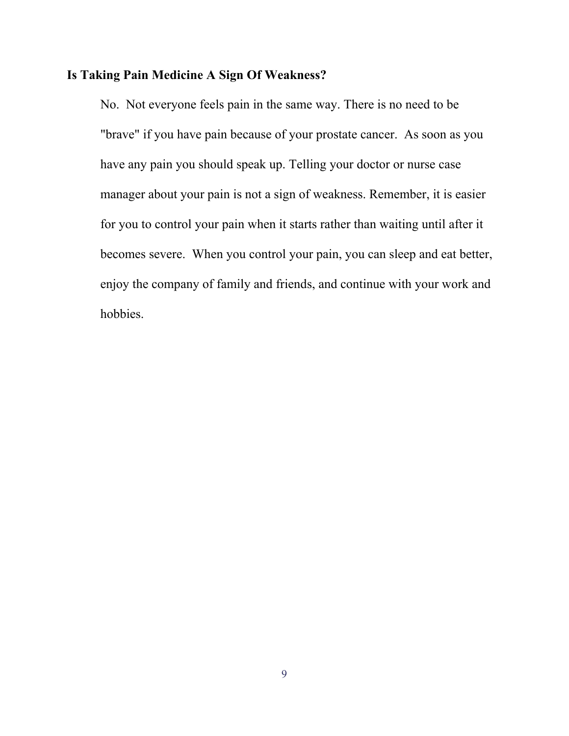**Is Taking Pain Medicine A Sign Of Weakness?**

No. Not everyone feels pain in the same way. There is no need to be "brave" if you have pain because of your prostate cancer. As soon as you have any pain you should speak up. Telling your doctor or nurse case manager about your pain is not a sign of weakness. Remember, it is easier for you to control your pain when it starts rather than waiting until after it becomes severe. When you control your pain, you can sleep and eat better, enjoy the company of family and friends, and continue with your work and hobbies.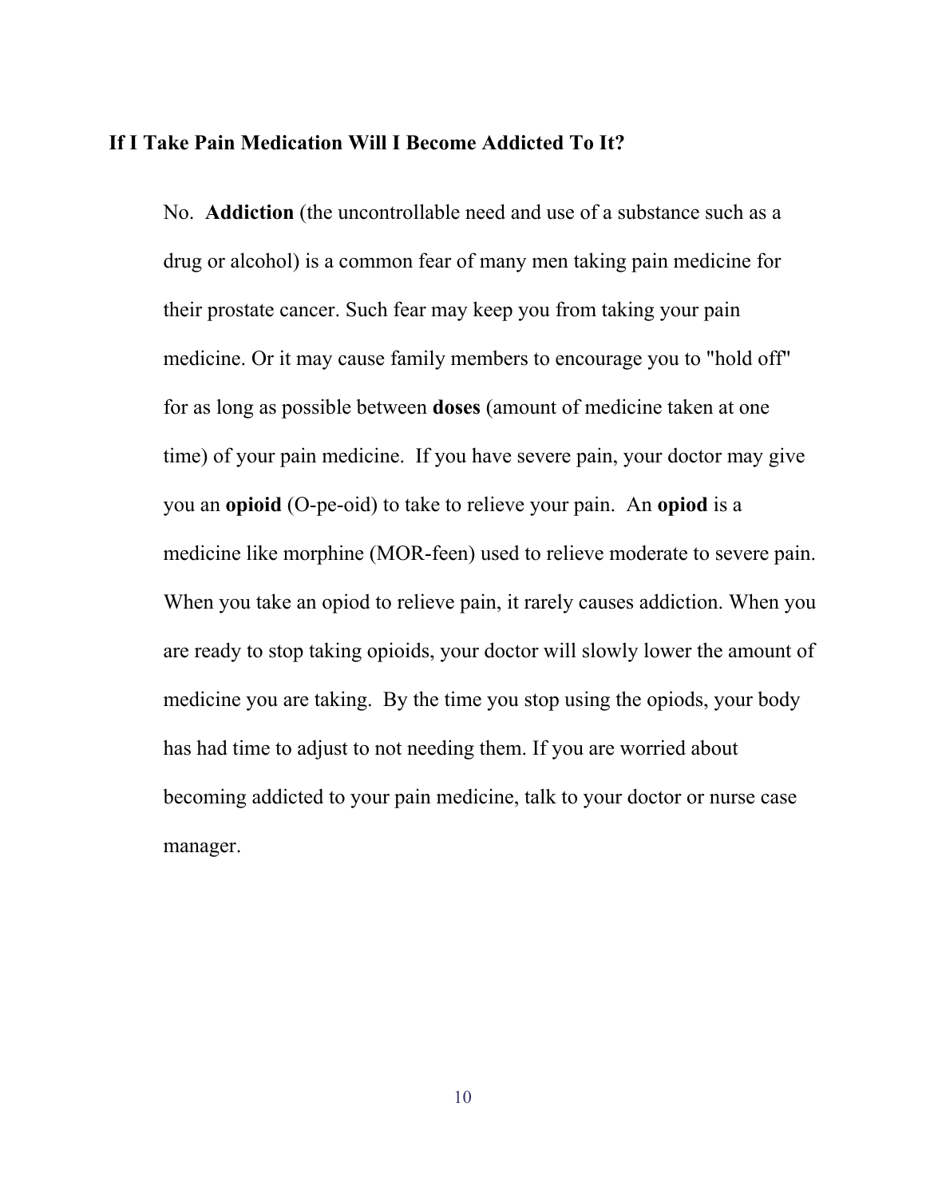### If I Take Pain Medication Will I Become Addicted To It?

No. **Addiction** (the uncontrollable need and use of a substance such as a drug or alcohol) is a common fear of many men taking pain medicine for their prostate cancer. Such fear may keep you from taking your pain medicine. Or it may cause family members to encourage you to "hold off" for as long as possible between **doses** (amount of medicine taken at one time) of your pain medicine. If you have severe pain, your doctor may give you an **opioid** (O-pe-oid) to take to relieve your pain. An **opiod** is a medicine like morphine (MOR-feen) used to relieve moderate to severe pain. When you take an opiod to relieve pain, it rarely causes addiction. When you are ready to stop taking opioids, your doctor will slowly lower the amount of medicine you are taking. By the time you stop using the opiods, your body has had time to adjust to not needing them. If you are worried about becoming addicted to your pain medicine, talk to your doctor or nurse case manager.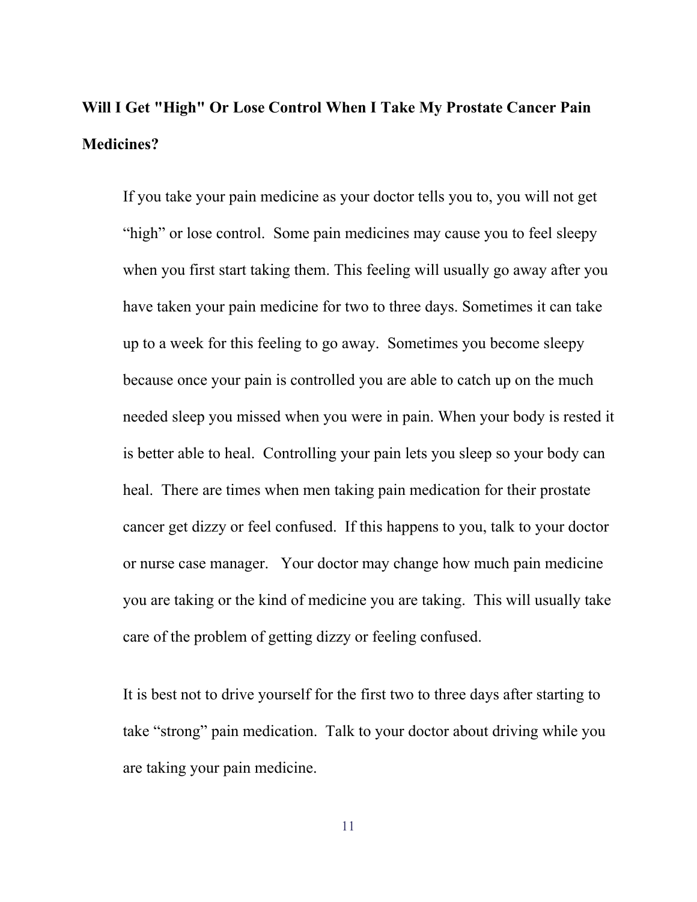## Will I Get "High" Or Lose Control When I Take My Prostate Cancer Pain Medicines?

If you take your pain medicine as your doctor tells you to, you will not get "high" or lose control. Some pain medicines may cause you to feel sleepy when you first start taking them. This feeling will usually go away after you have taken your pain medicine for two to three days. Sometimes it can take up to a week for this feeling to go away. Sometimes you become sleepy because once your pain is controlled you are able to catch up on the much needed sleep you missed when you were in pain. When your body is rested it is better able to heal. Controlling your pain lets you sleep so your body can heal. There are times when men taking pain medication for their prostate cancer get dizzy or feel confused. If this happens to you, talk to your doctor or nurse case manager. Your doctor may change how much pain medicine you are taking or the kind of medicine you are taking. This will usually take care of the problem of getting dizzy or feeling confused.

It is best not to drive yourself for the first two to three days after starting to take "strong" pain medication. Talk to your doctor about driving while you are taking your pain medicine.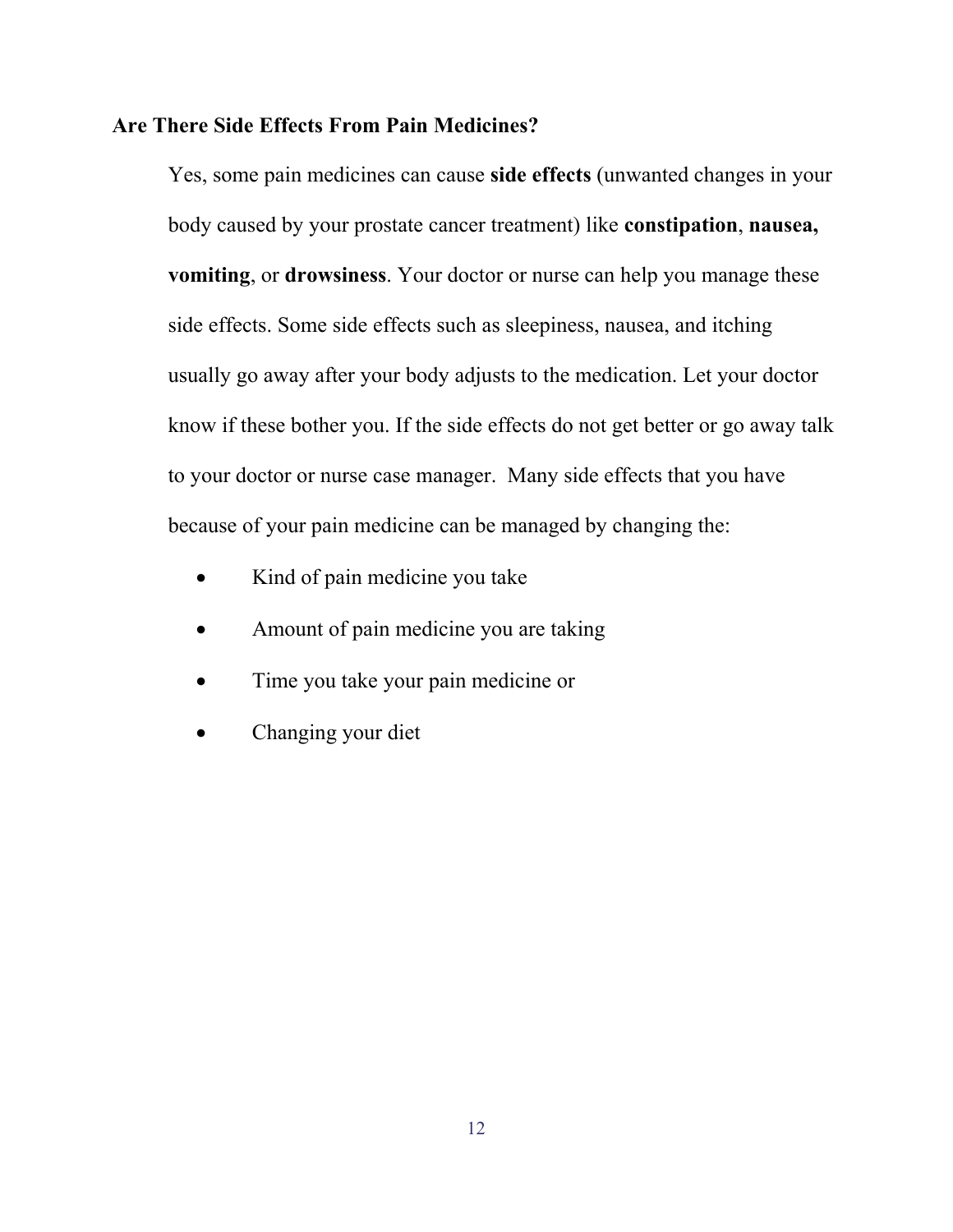## Are There Side Effects From Pain Medicines?

Yes, some pain medicines can cause **side effects** (unwanted changes in your body caused by your prostate cancer treatment) like **constipation**, **nausea, vomiting**, or **drowsiness**. Your doctor or nurse can help you manage these side effects. Some side effects such as sleepiness, nausea, and itching usually go away after your body adjusts to the medication. Let your doctor know if these bother you. If the side effects do not get better or go away talk to your doctor or nurse case manager. Many side effects that you have because of your pain medicine can be managed by changing the:

- Kind of pain medicine you take
- Amount of pain medicine you are taking
- Time you take your pain medicine or
- Changing your diet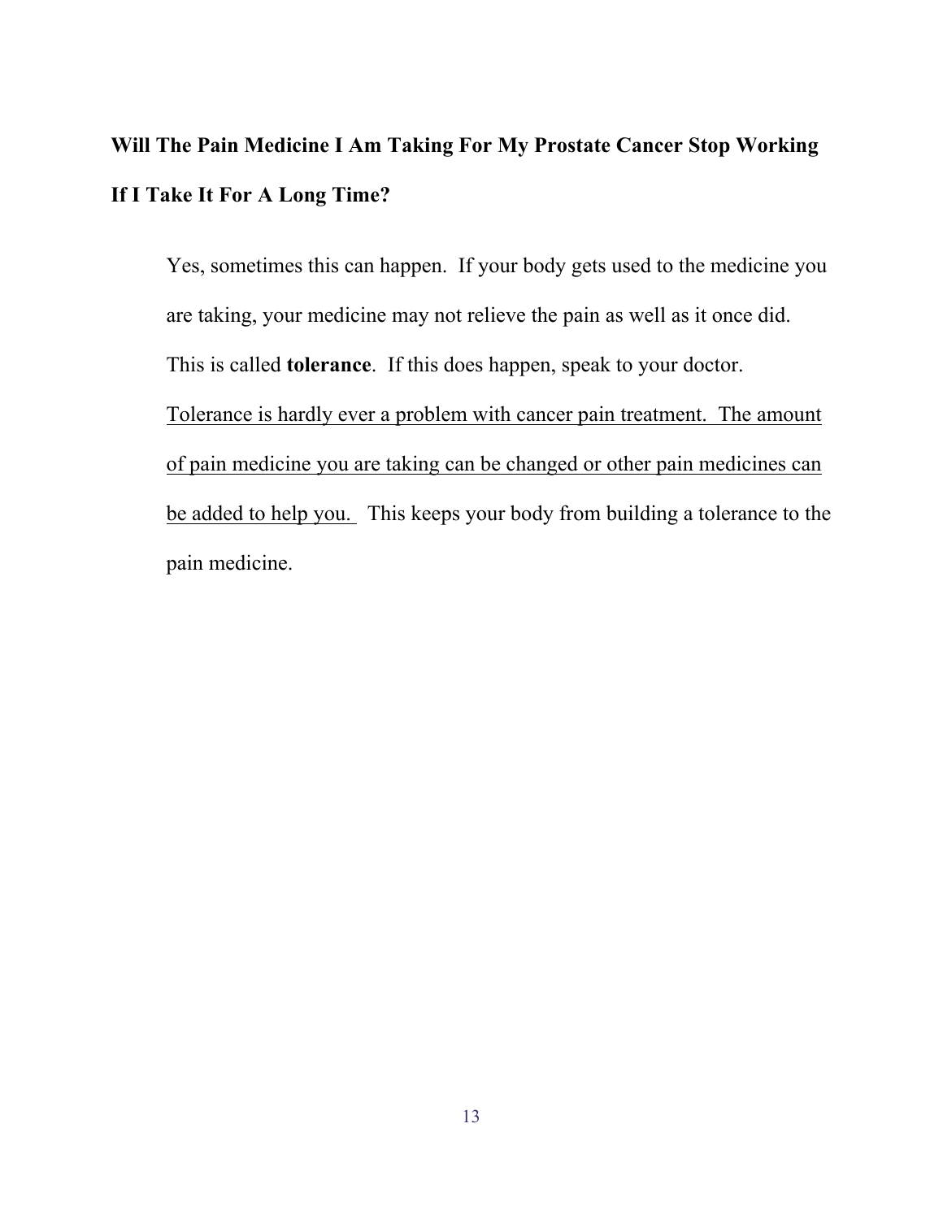**Will The Pain Medicine I Am Taking For My Prostate Cancer Stop Working If I Take It For A Long Time?**

Yes, sometimes this can happen. If your body gets used to the medicine you are taking, your medicine may not relieve the pain as well as it once did. This is called **tolerance**. If this does happen, speak to your doctor. <u>Tolerance is hardly ever a problem with cancer pain treatment. The amount of pain medicine you are taking can be changed or other pain medicines can be added to help you.</u> This keeps your body from building a tolerance to the pain medicine.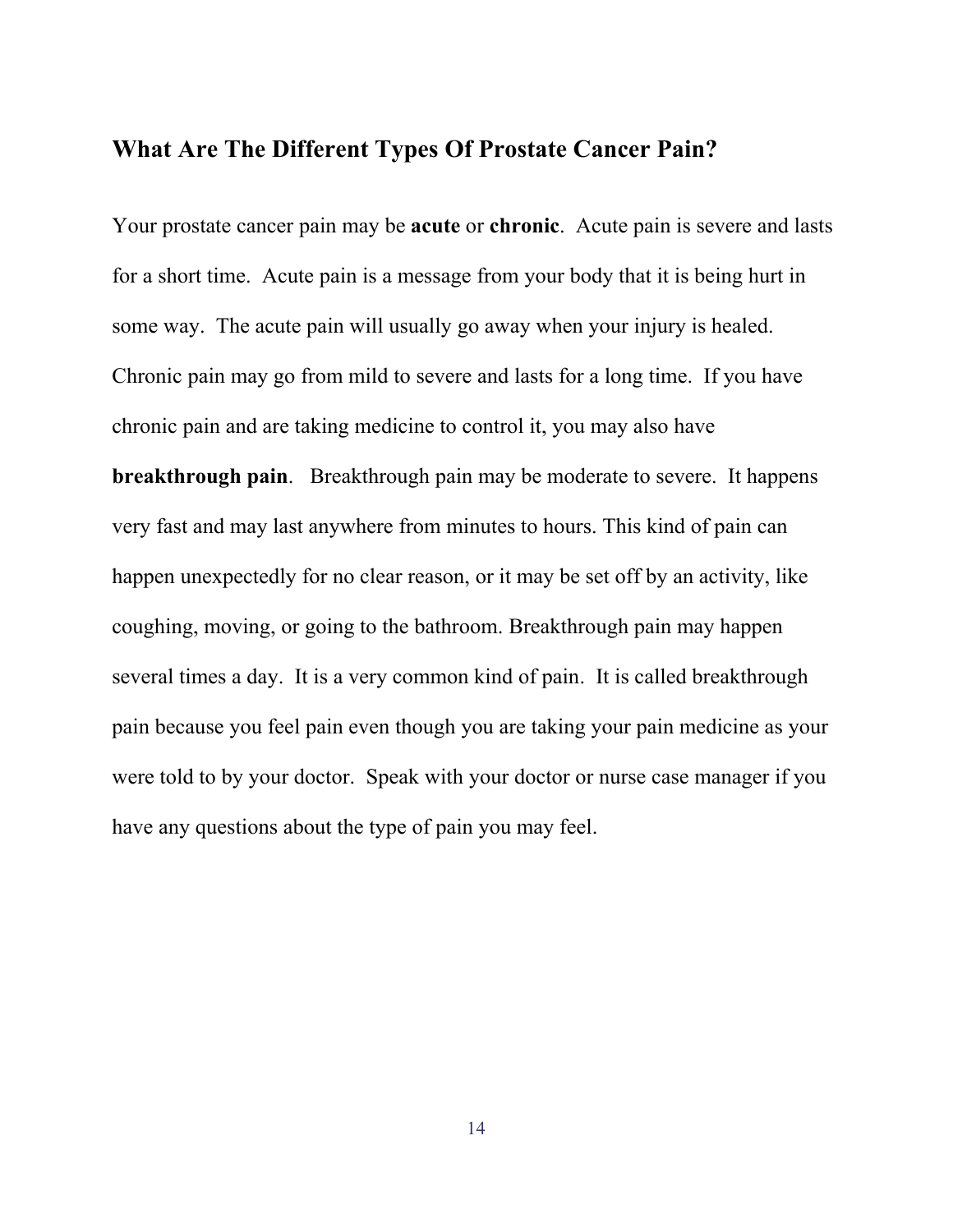## What Are The Different Types Of Prostate Cancer Pain?

Your prostate cancer pain may be **acute** or **chronic**. Acute pain is severe and lasts for a short time. Acute pain is a message from your body that it is being hurt in some way. The acute pain will usually go away when your injury is healed. Chronic pain may go from mild to severe and lasts for a long time. If you have chronic pain and are taking medicine to control it, you may also have **breakthrough pain**. Breakthrough pain may be moderate to severe. It happens very fast and may last anywhere from minutes to hours. This kind of pain can happen unexpectedly for no clear reason, or it may be set off by an activity, like coughing, moving, or going to the bathroom. Breakthrough pain may happen several times a day. It is a very common kind of pain. It is called breakthrough pain because you feel pain even though you are taking your pain medicine as your were told to by your doctor. Speak with your doctor or nurse case manager if you have any questions about the type of pain you may feel.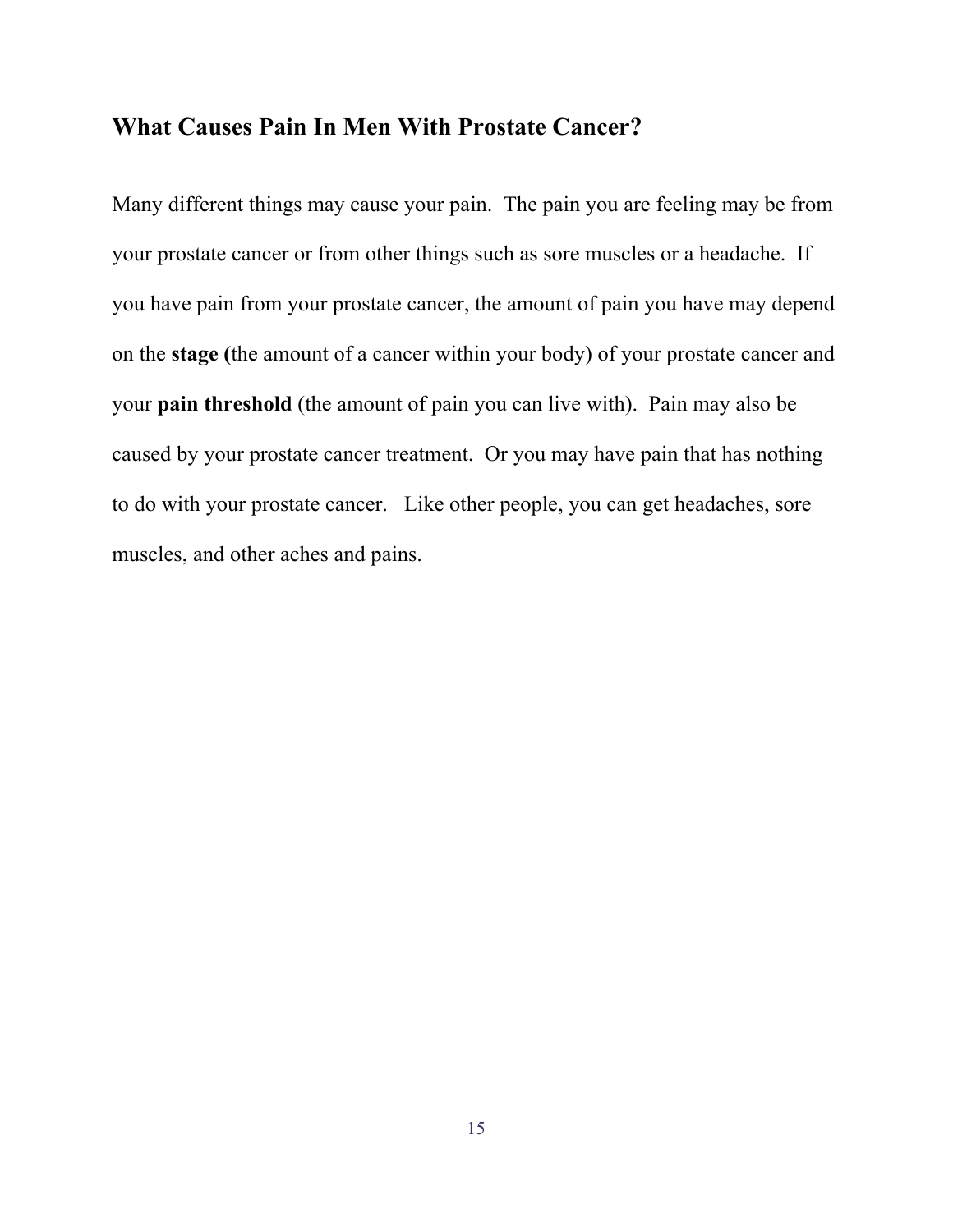## What Causes Pain In Men With Prostate Cancer?

Many different things may cause your pain. The pain you are feeling may be from your prostate cancer or from other things such as sore muscles or a headache. If you have pain from your prostate cancer, the amount of pain you have may depend on the **stage (**the amount of a cancer within your body) of your prostate cancer and your **pain threshold** (the amount of pain you can live with). Pain may also be caused by your prostate cancer treatment. Or you may have pain that has nothing to do with your prostate cancer. Like other people, you can get headaches, sore muscles, and other aches and pains.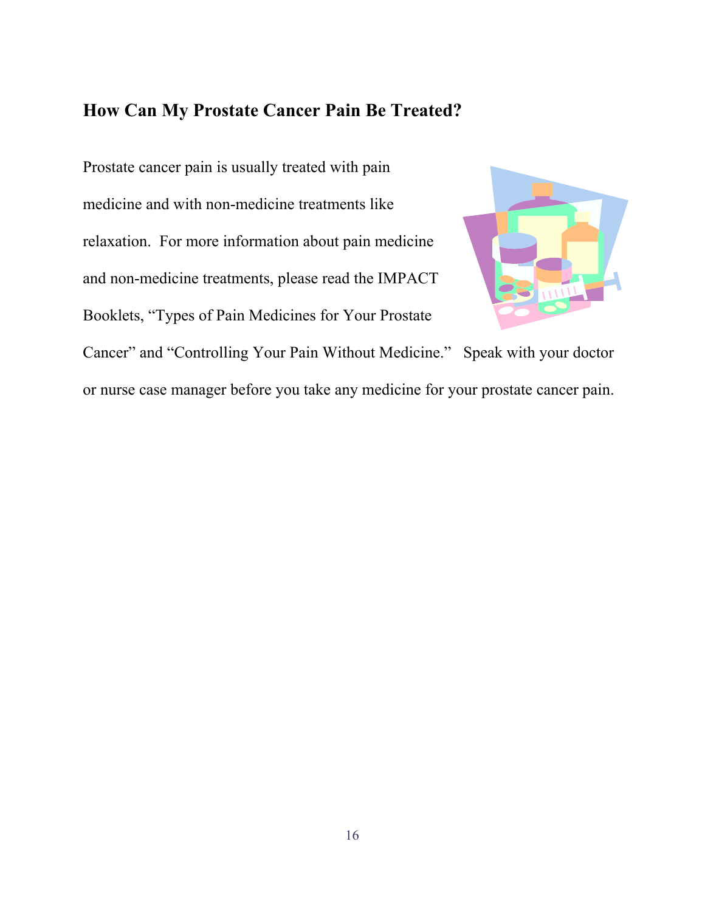## How Can My Prostate Cancer Pain Be Treated?

Prostate cancer pain is usually treated with pain medicine and with non-medicine treatments like relaxation. For more information about pain medicine and non-medicine treatments, please read the IMPACT Booklets, "Types of Pain Medicines for Your Prostate Cancer" and "Controlling Your Pain Without Medicine." Speak with your doctor or nurse case manager before you take any medicine for your prostate cancer pain.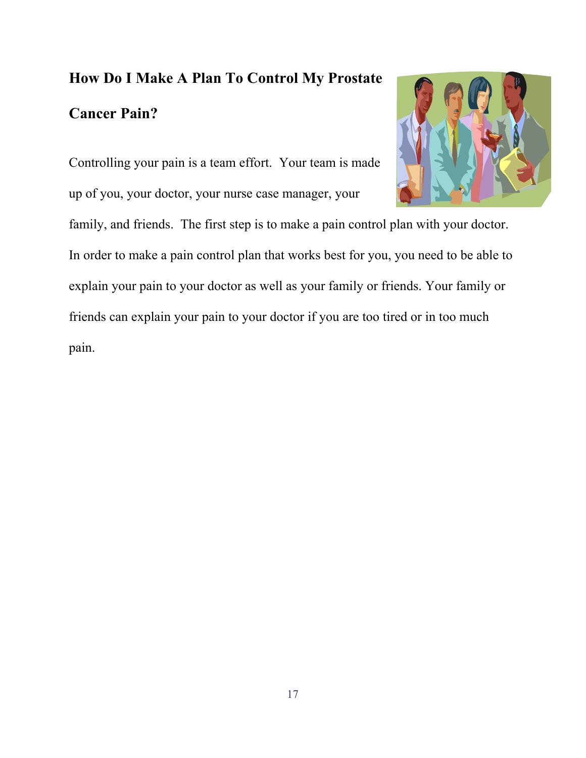## How Do I Make A Plan To Control My Prostate Cancer Pain?

Controlling your pain is a team effort. Your team is made up of you, your doctor, your nurse case manager, your family, and friends. The first step is to make a pain control plan with your doctor. In order to make a pain control plan that works best for you, you need to be able to explain your pain to your doctor as well as your family or friends. Your family or friends can explain your pain to your doctor if you are too tired or in too much pain.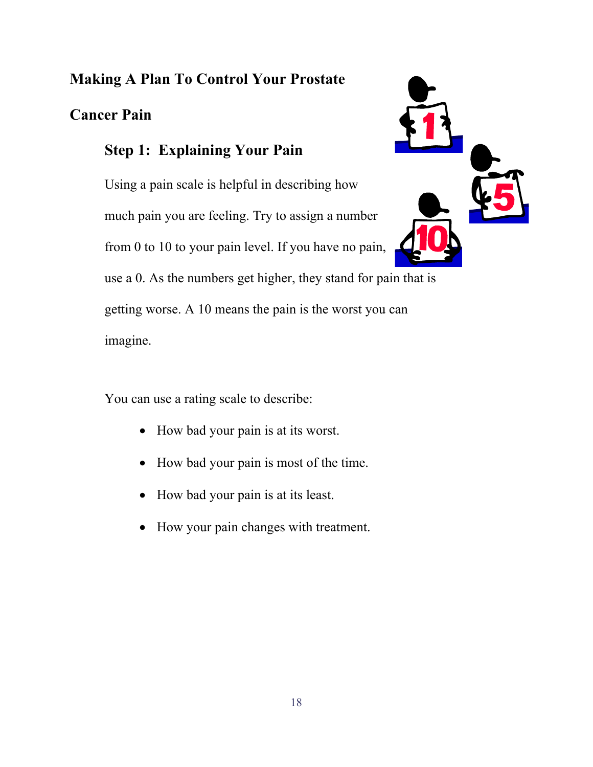# Making A Plan To Control Your Prostate Cancer Pain

## Step 1: Explaining Your Pain

Using a pain scale is helpful in describing how much pain you are feeling. Try to assign a number from 0 to 10 to your pain level. If you have no pain, use a 0. As the numbers get higher, they stand for pain that is getting worse. A 10 means the pain is the worst you can imagine.

You can use a rating scale to describe:

- How bad your pain is at its worst.
- How bad your pain is most of the time.
- How bad your pain is at its least.
- How your pain changes with treatment.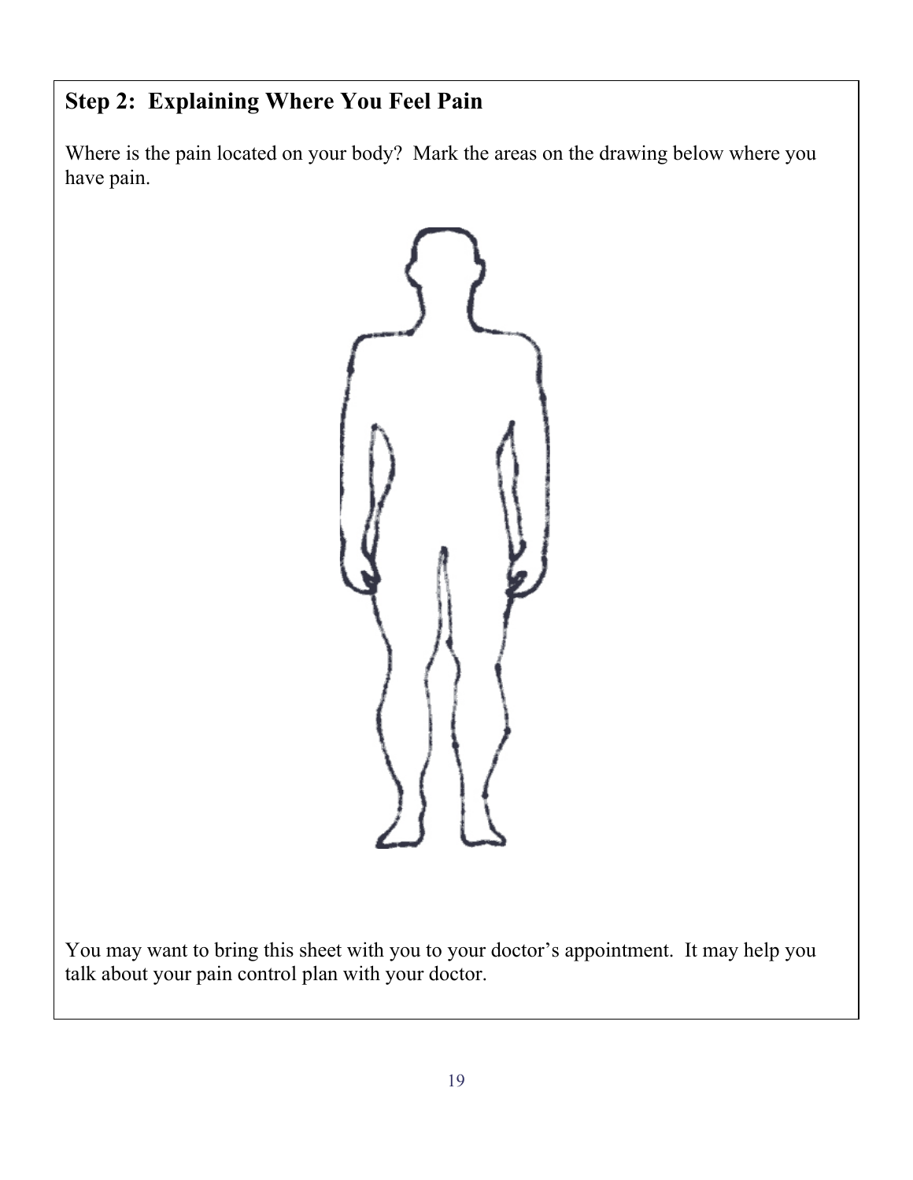## Step 2: Explaining Where You Feel Pain

Where is the pain located on your body? Mark the areas on the drawing below where you have pain.

You may want to bring this sheet with you to your doctor's appointment. It may help you talk about your pain control plan with your doctor.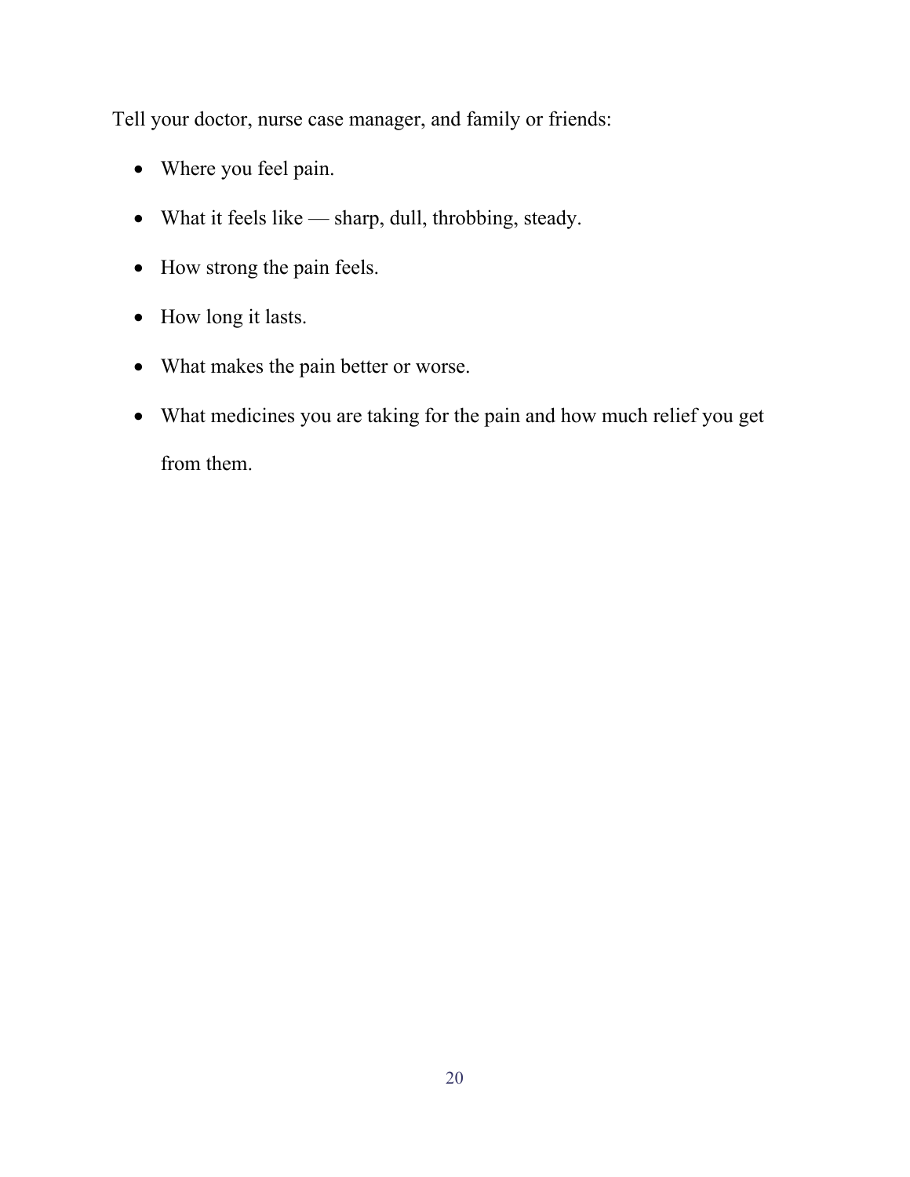Tell your doctor, nurse case manager, and family or friends:

- Where you feel pain.
- What it feels like — sharp, dull, throbbing, steady.
- How strong the pain feels.
- How long it lasts.
- What makes the pain better or worse.
- What medicines you are taking for the pain and how much relief you get from them.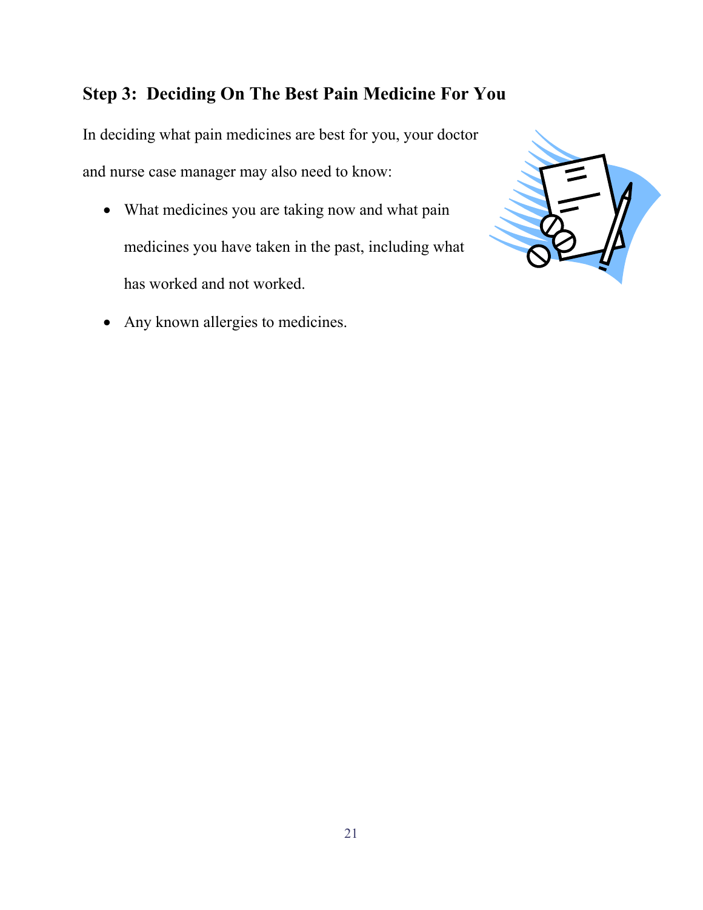## Step 3: Deciding On The Best Pain Medicine For You

In deciding what pain medicines are best for you, your doctor and nurse case manager may also need to know:

- What medicines you are taking now and what pain medicines you have taken in the past, including what has worked and not worked.
- Any known allergies to medicines.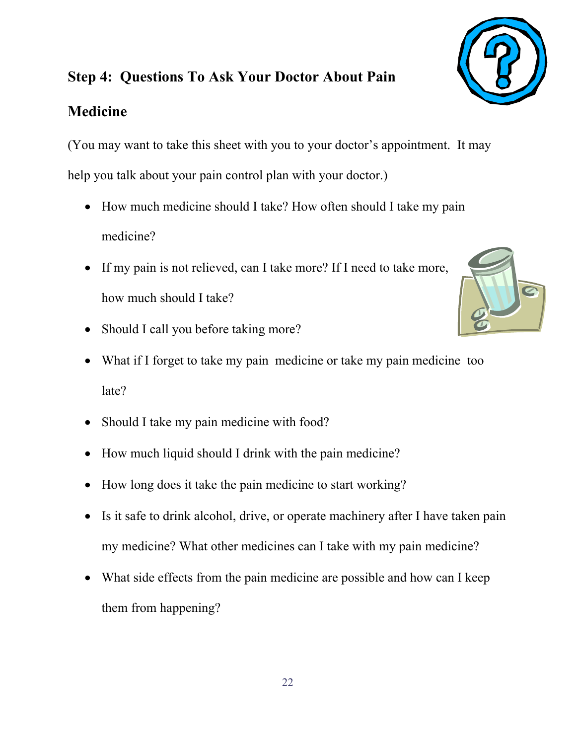## Step 4: Questions To Ask Your Doctor About Pain Medicine

(You may want to take this sheet with you to your doctor's appointment. It may help you talk about your pain control plan with your doctor.)

- How much medicine should I take? How often should I take my pain medicine?
- If my pain is not relieved, can I take more? If I need to take more, how much should I take?
- Should I call you before taking more?
- What if I forget to take my pain medicine or take my pain medicine too late?
- Should I take my pain medicine with food?
- How much liquid should I drink with the pain medicine?
- How long does it take the pain medicine to start working?
- Is it safe to drink alcohol, drive, or operate machinery after I have taken pain my medicine? What other medicines can I take with my pain medicine?
- What side effects from the pain medicine are possible and how can I keep them from happening?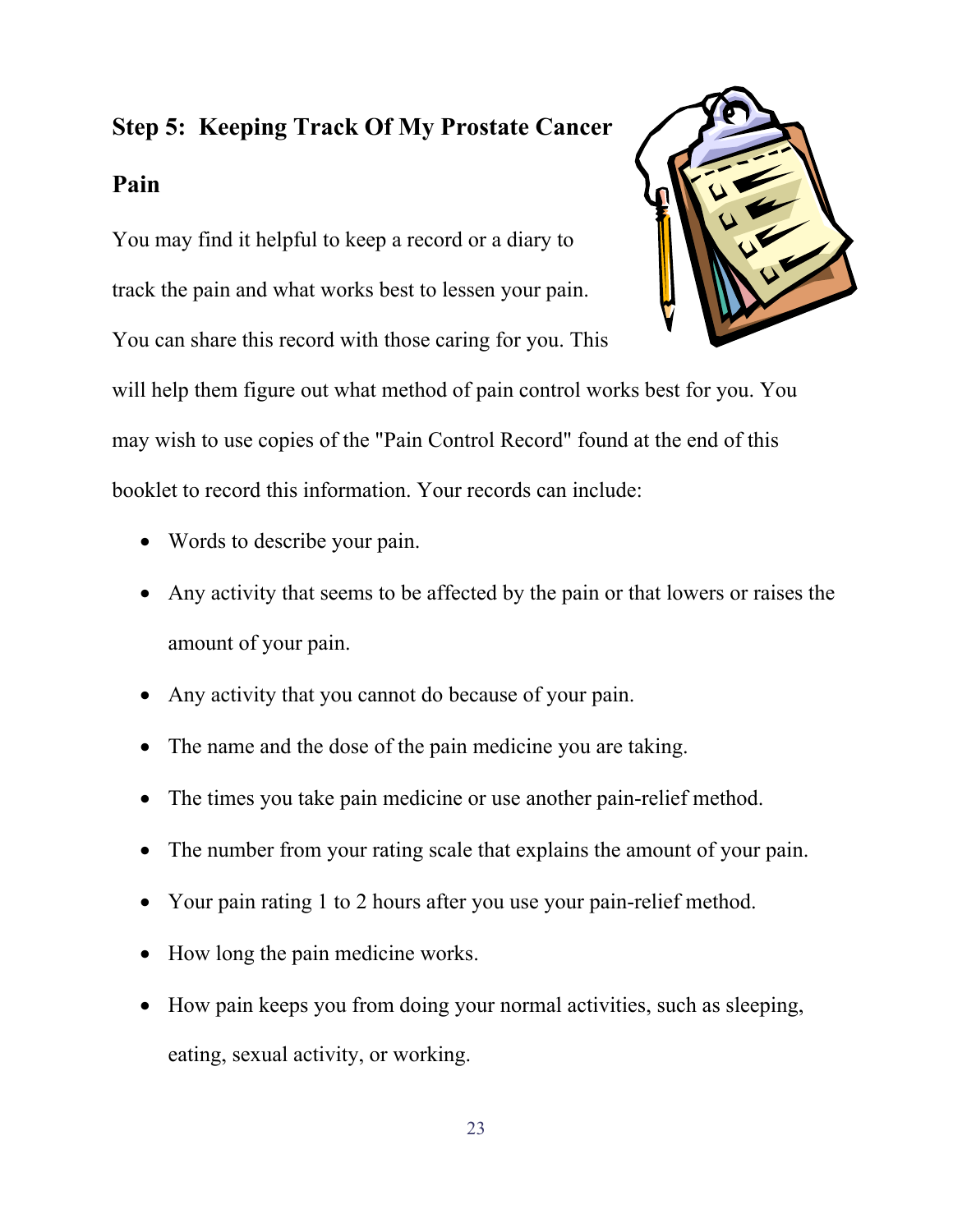## Step 5: Keeping Track Of My Prostate Cancer Pain

You may find it helpful to keep a record or a diary to track the pain and what works best to lessen your pain. You can share this record with those caring for you. This will help them figure out what method of pain control works best for you. You may wish to use copies of the "Pain Control Record" found at the end of this booklet to record this information. Your records can include:

- Words to describe your pain.
- Any activity that seems to be affected by the pain or that lowers or raises the amount of your pain.
- Any activity that you cannot do because of your pain.
- The name and the dose of the pain medicine you are taking.
- The times you take pain medicine or use another pain-relief method.
- The number from your rating scale that explains the amount of your pain.
- Your pain rating 1 to 2 hours after you use your pain-relief method.
- How long the pain medicine works.
- How pain keeps you from doing your normal activities, such as sleeping, eating, sexual activity, or working.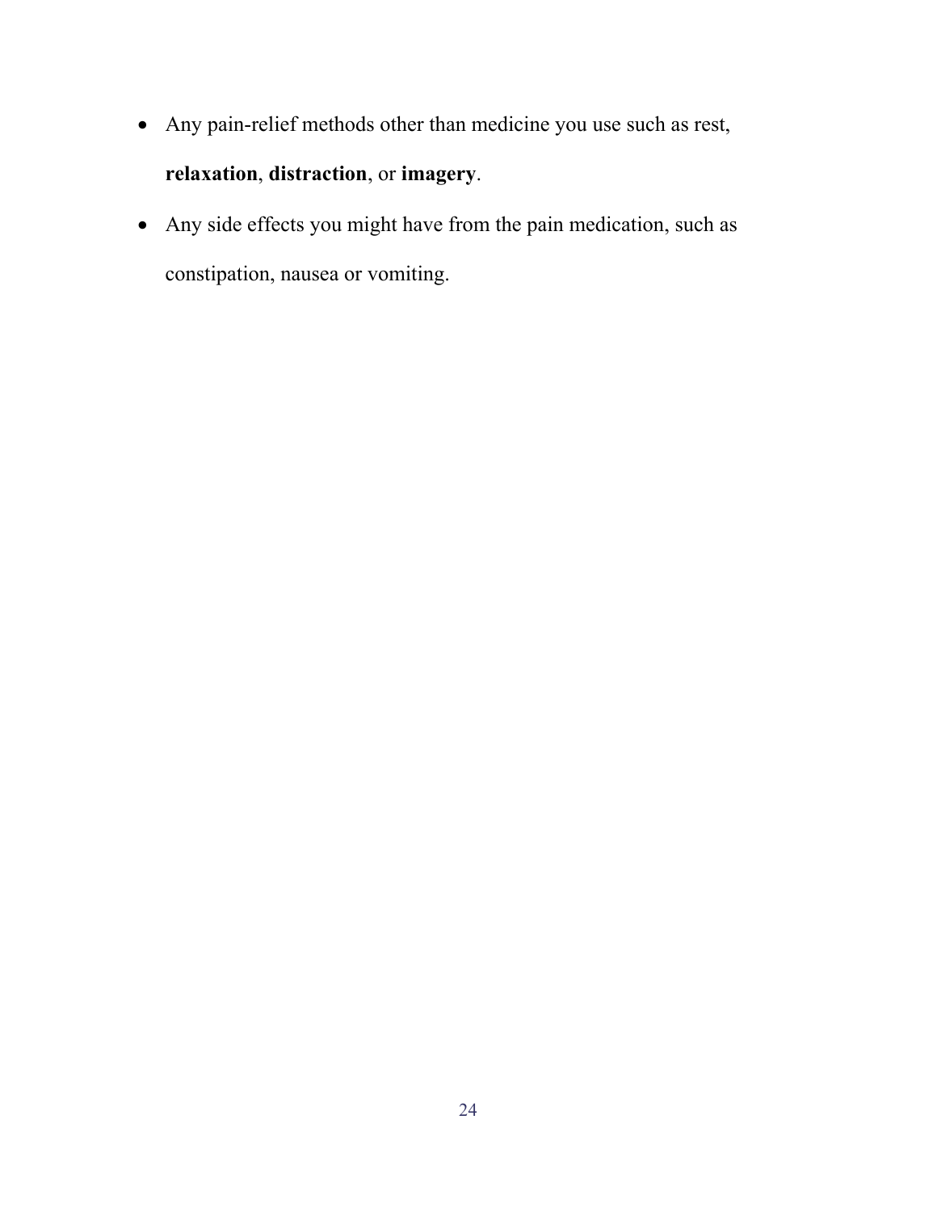- Any pain-relief methods other than medicine you use such as rest, **relaxation**, **distraction**, or **imagery**.
- Any side effects you might have from the pain medication, such as constipation, nausea or vomiting.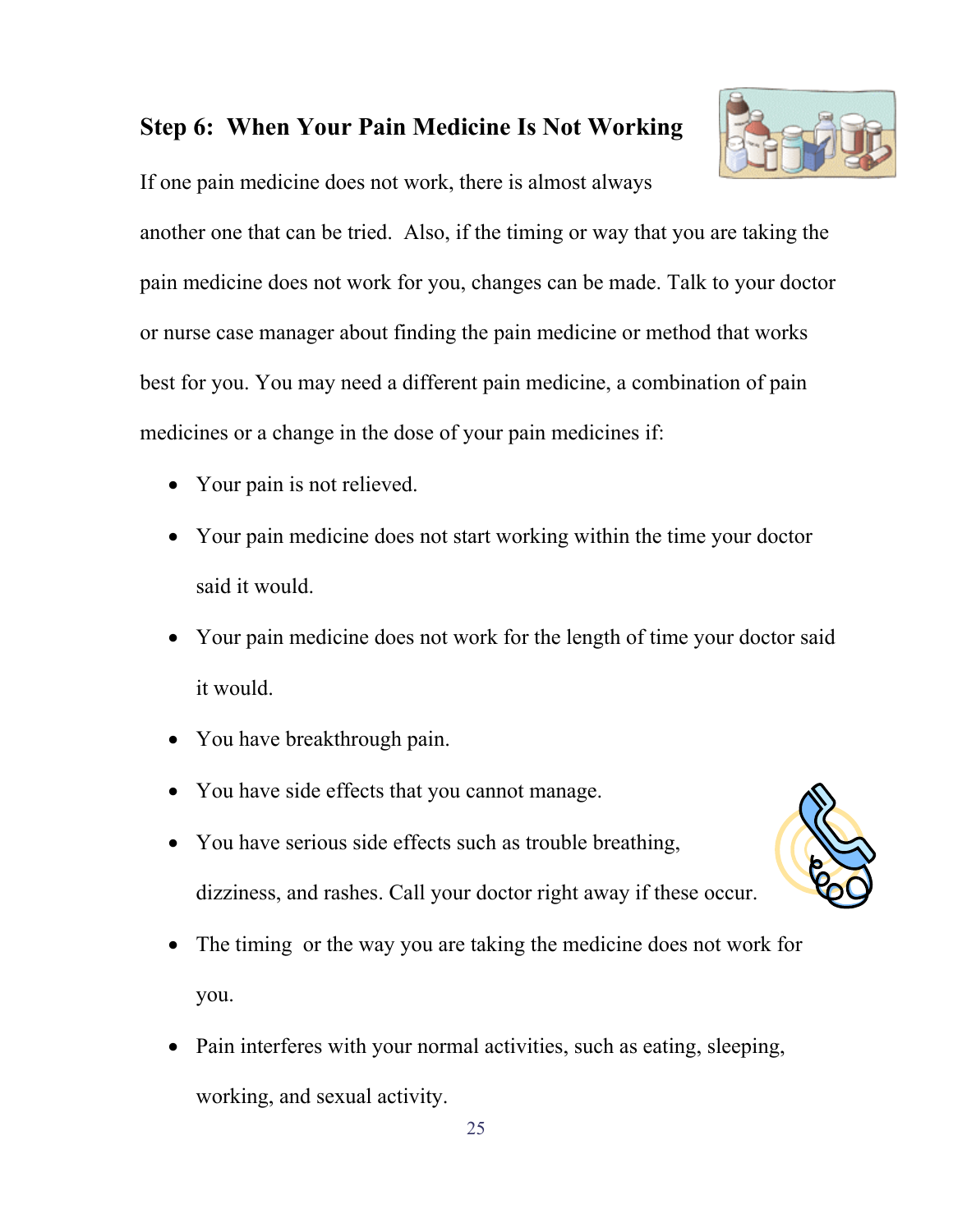## Step 6: When Your Pain Medicine Is Not Working

If one pain medicine does not work, there is almost always another one that can be tried. Also, if the timing or way that you are taking the pain medicine does not work for you, changes can be made. Talk to your doctor or nurse case manager about finding the pain medicine or method that works best for you. You may need a different pain medicine, a combination of pain medicines or a change in the dose of your pain medicines if:

- Your pain is not relieved.
- Your pain medicine does not start working within the time your doctor said it would.
- Your pain medicine does not work for the length of time your doctor said it would.
- You have breakthrough pain.
- You have side effects that you cannot manage.
- You have serious side effects such as trouble breathing, dizziness, and rashes. Call your doctor right away if these occur.
- The timing or the way you are taking the medicine does not work for you.
- Pain interferes with your normal activities, such as eating, sleeping, working, and sexual activity.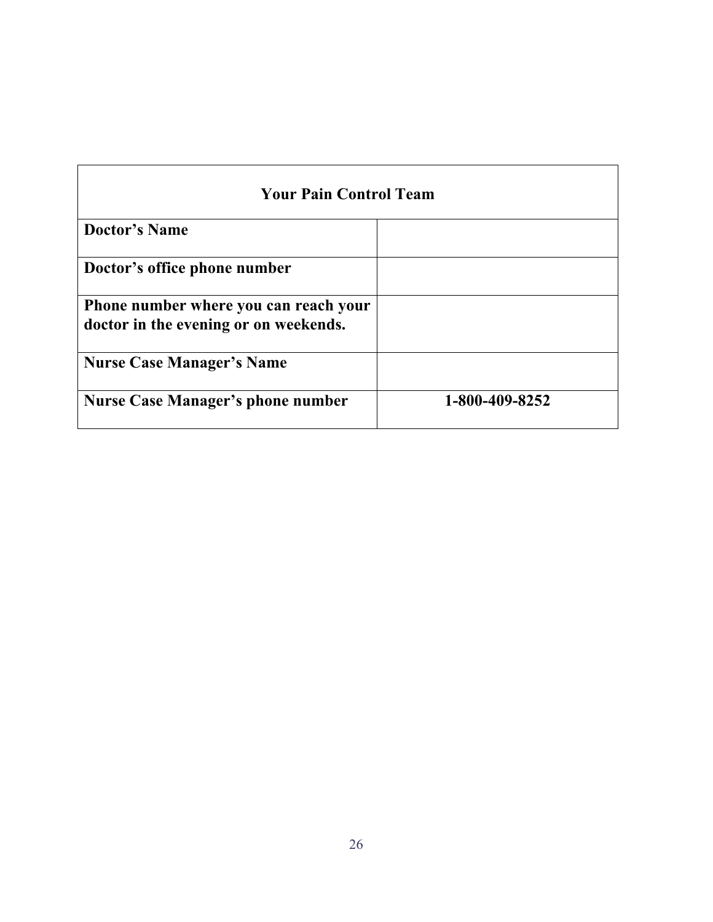| Your Pain Control Team | |
|---|---|
| **Doctor's Name** | |
| **Doctor's office phone number** | |
| **Phone number where you can reach your doctor in the evening or on weekends.** | |
| **Nurse Case Manager's Name** | |
| **Nurse Case Manager's phone number** | **1-800-409-8252** |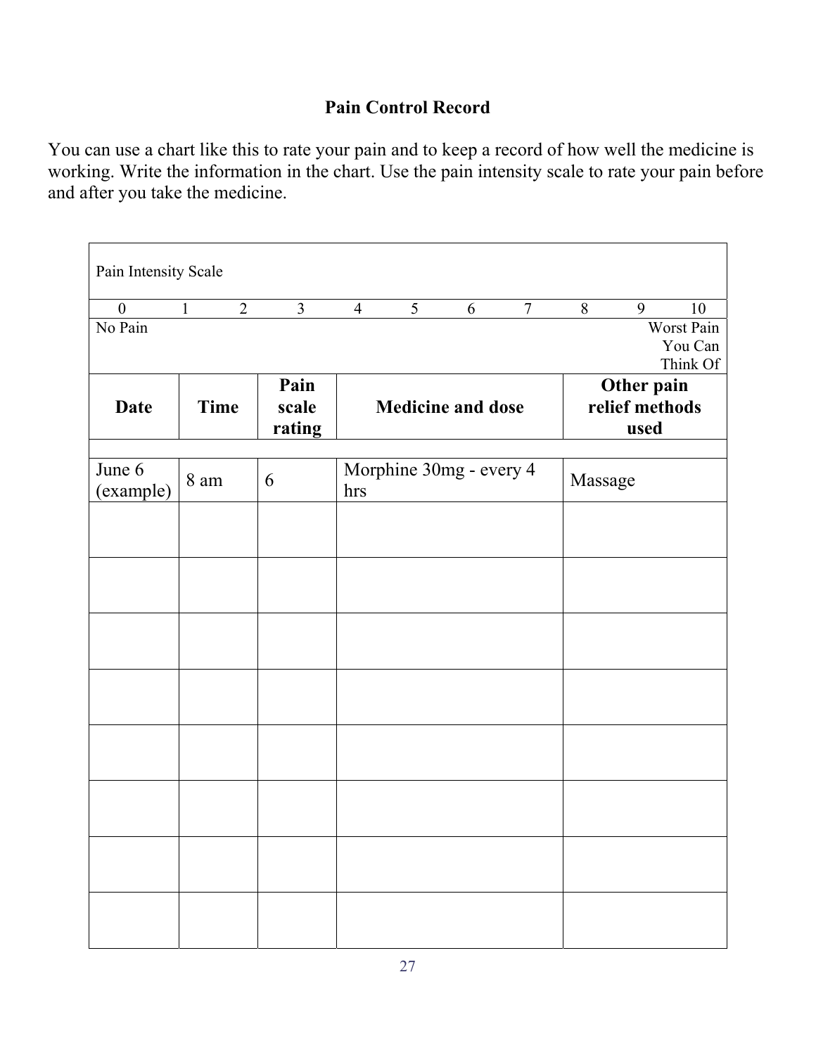## Pain Control Record

You can use a chart like this to rate your pain and to keep a record of how well the medicine is working. Write the information in the chart. Use the pain intensity scale to rate your pain before and after you take the medicine.

Pain Intensity Scale

| 0 | 1 | 2 | 3 | 4 | 5 | 6 | 7 | 8 | 9 | 10 |
|---|---|---|---|---|---|---|---|---|---|---|
| No Pain | | | | | | | | | | Worst Pain You Can Think Of |

| Date | Time | Pain scale rating | Medicine and dose | Other pain relief methods used |
|---|---|---|---|---|
| | | | | |
| June 6 (example) | 8 am | 6 | Morphine 30mg - every 4 hrs | Massage |
| | | | | |
| | | | | |
| | | | | |
| | | | | |
| | | | | |
| | | | | |
| | | | | |
| | | | | |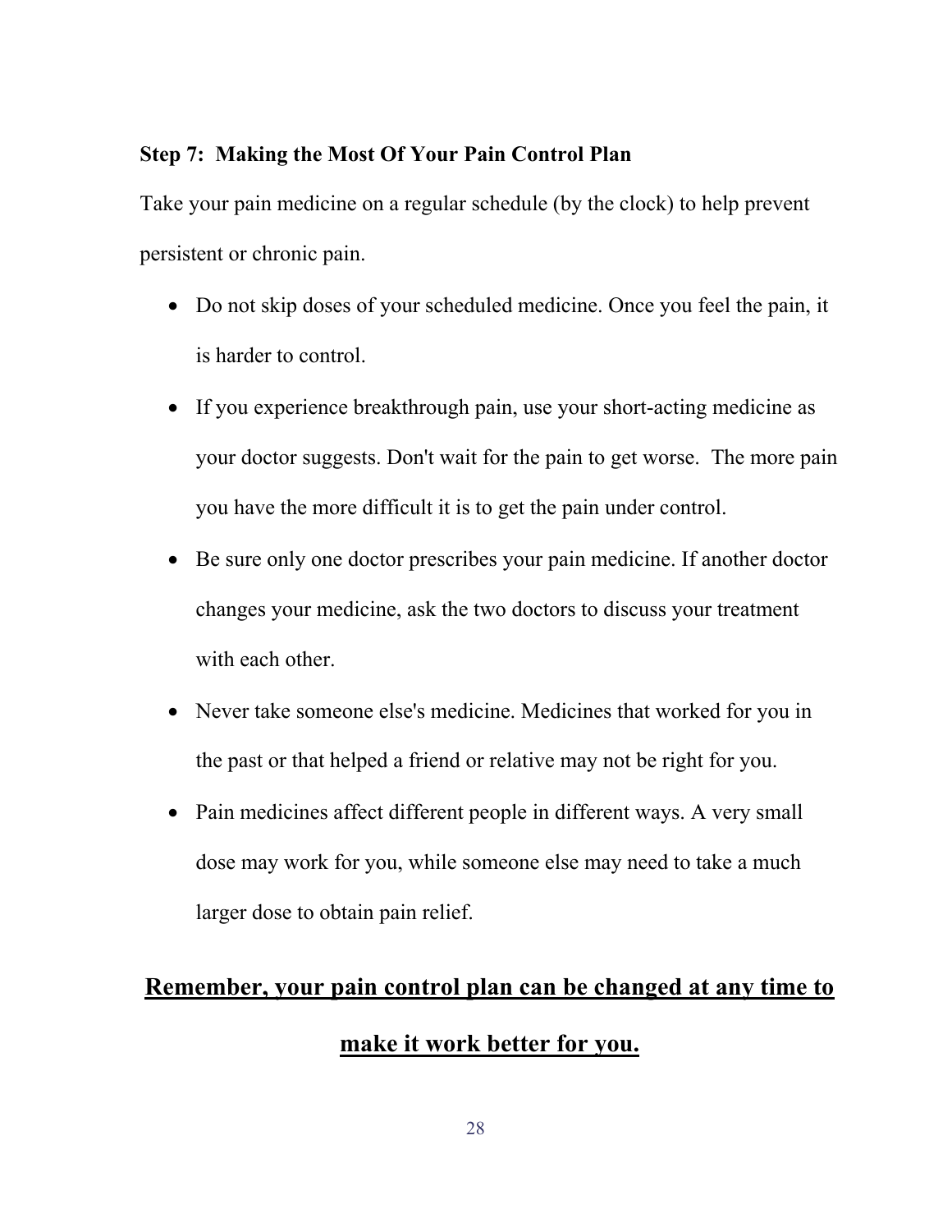**Step 7: Making the Most Of Your Pain Control Plan**

Take your pain medicine on a regular schedule (by the clock) to help prevent persistent or chronic pain.

- Do not skip doses of your scheduled medicine. Once you feel the pain, it is harder to control.
- If you experience breakthrough pain, use your short-acting medicine as your doctor suggests. Don't wait for the pain to get worse. The more pain you have the more difficult it is to get the pain under control.
- Be sure only one doctor prescribes your pain medicine. If another doctor changes your medicine, ask the two doctors to discuss your treatment with each other.
- Never take someone else's medicine. Medicines that worked for you in the past or that helped a friend or relative may not be right for you.
- Pain medicines affect different people in different ways. A very small dose may work for you, while someone else may need to take a much larger dose to obtain pain relief.

<u>**Remember, your pain control plan can be changed at any time to make it work better for you.**</u>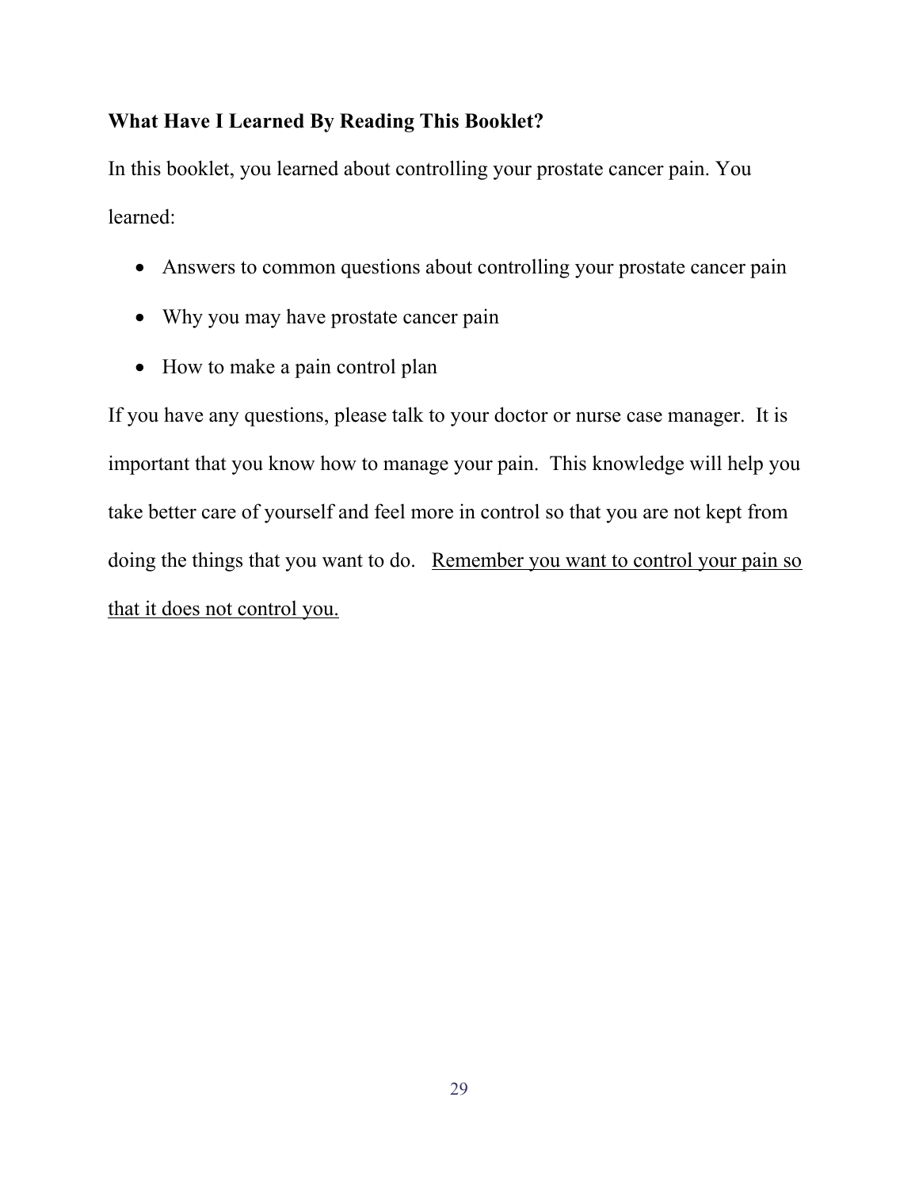## What Have I Learned By Reading This Booklet?

In this booklet, you learned about controlling your prostate cancer pain. You learned:

- Answers to common questions about controlling your prostate cancer pain
- Why you may have prostate cancer pain
- How to make a pain control plan

If you have any questions, please talk to your doctor or nurse case manager. It is important that you know how to manage your pain. This knowledge will help you take better care of yourself and feel more in control so that you are not kept from doing the things that you want to do. <u>Remember you want to control your pain so that it does not control you.</u>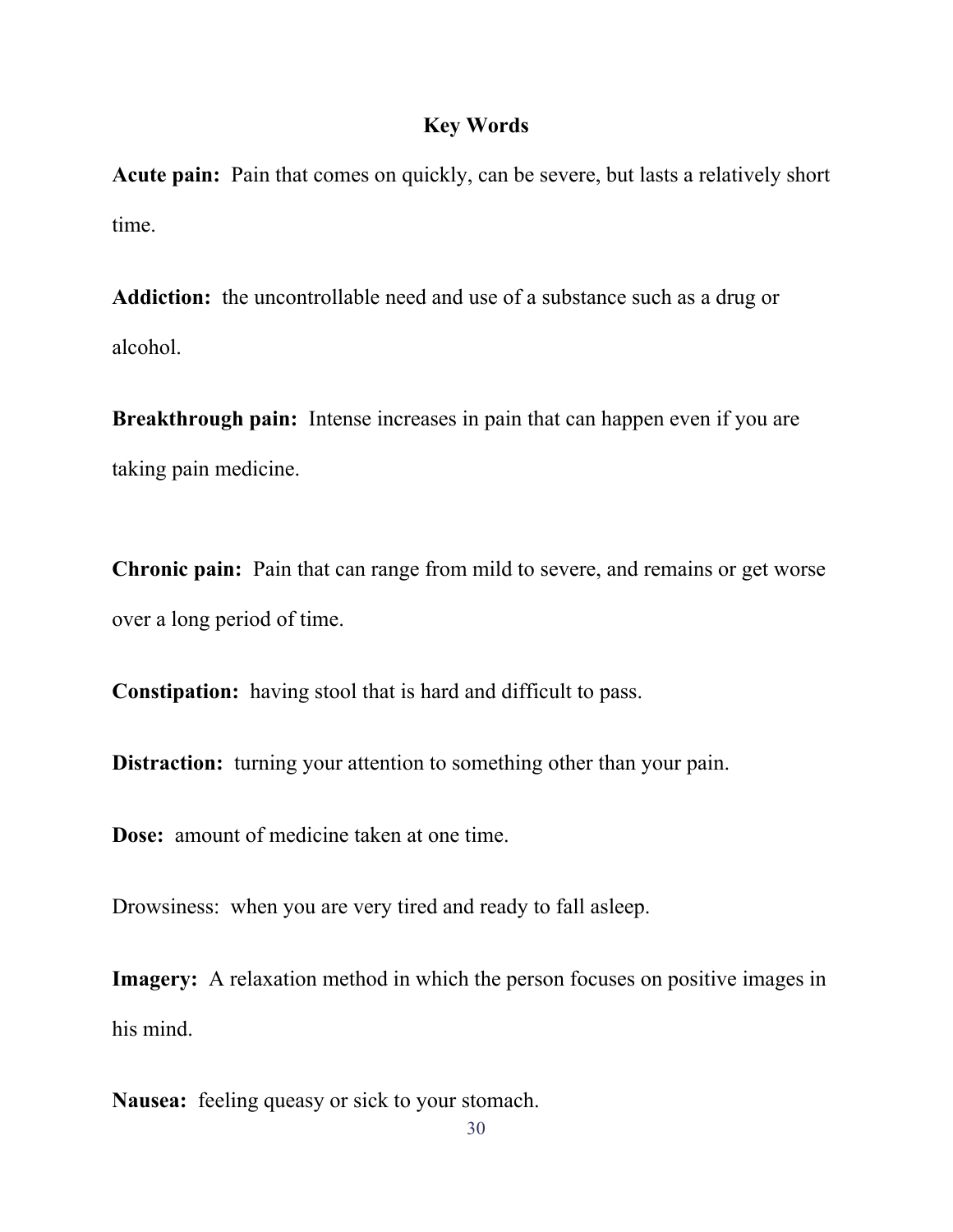## Key Words

**Acute pain:** Pain that comes on quickly, can be severe, but lasts a relatively short time.

**Addiction:** the uncontrollable need and use of a substance such as a drug or alcohol.

**Breakthrough pain:** Intense increases in pain that can happen even if you are taking pain medicine.

**Chronic pain:** Pain that can range from mild to severe, and remains or get worse over a long period of time.

**Constipation:** having stool that is hard and difficult to pass.

**Distraction:** turning your attention to something other than your pain.

**Dose:** amount of medicine taken at one time.

Drowsiness: when you are very tired and ready to fall asleep.

**Imagery:** A relaxation method in which the person focuses on positive images in his mind.

**Nausea:** feeling queasy or sick to your stomach.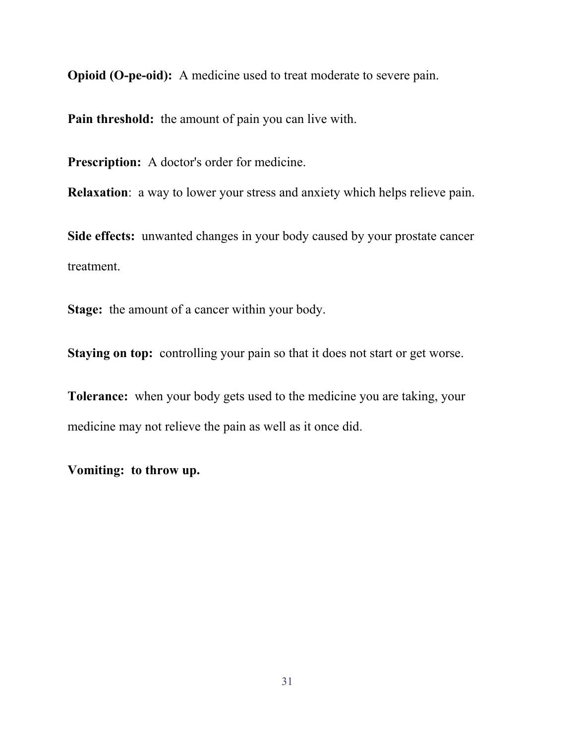**Opioid (O-pe-oid):** A medicine used to treat moderate to severe pain.

**Pain threshold:** the amount of pain you can live with.

**Prescription:** A doctor's order for medicine.

**Relaxation**: a way to lower your stress and anxiety which helps relieve pain.

**Side effects:** unwanted changes in your body caused by your prostate cancer treatment.

**Stage:** the amount of a cancer within your body.

**Staying on top:** controlling your pain so that it does not start or get worse.

**Tolerance:** when your body gets used to the medicine you are taking, your medicine may not relieve the pain as well as it once did.

**Vomiting: to throw up.**